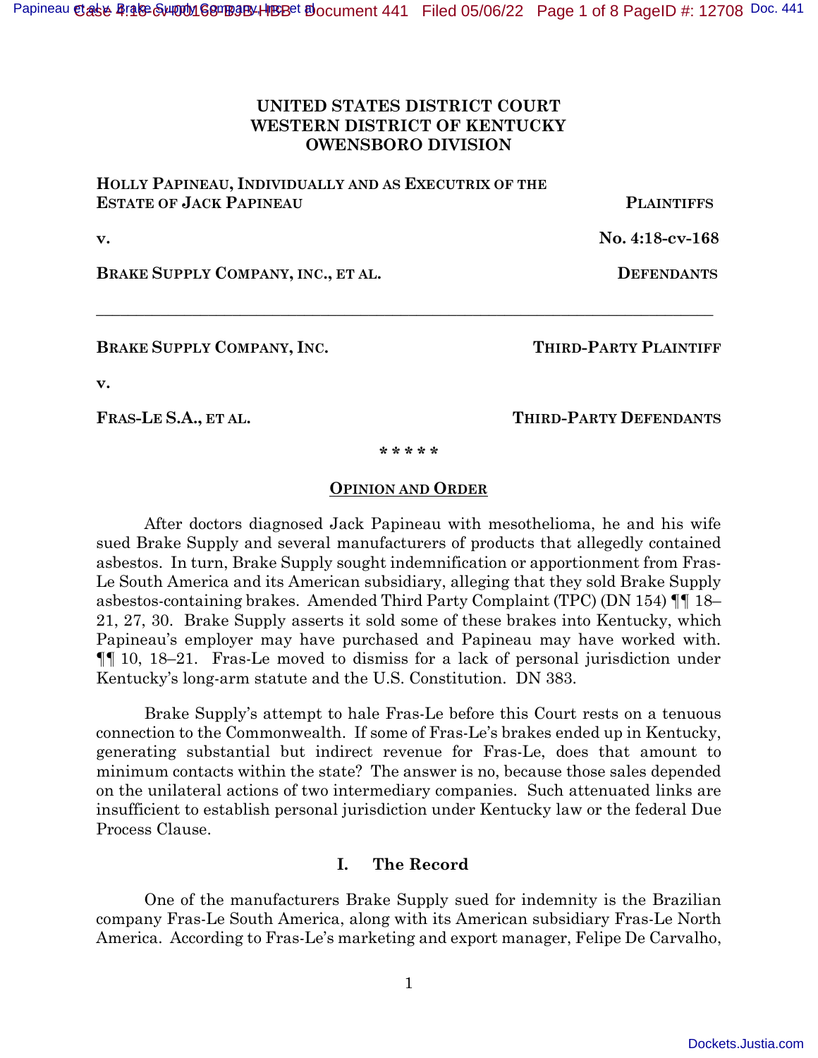**UNITED STATES DISTRICT COURT**
**WESTERN DISTRICT OF KENTUCKY**
**OWENSBORO DIVISION**

**HOLLY PAPINEAU, INDIVIDUALLY AND AS EXECUTRIX OF THE ESTATE OF JACK PAPINEAU** — **PLAINTIFFS**

**v.** — **No. 4:18-cv-168**

**BRAKE SUPPLY COMPANY, INC., ET AL.** — **DEFENDANTS**

---

**BRAKE SUPPLY COMPANY, INC.** — **THIRD-PARTY PLAINTIFF**

**v.**

**FRAS-LE S.A., ET AL.** — **THIRD-PARTY DEFENDANTS**

\* \* \* \* \*

## OPINION AND ORDER

After doctors diagnosed Jack Papineau with mesothelioma, he and his wife sued Brake Supply and several manufacturers of products that allegedly contained asbestos. In turn, Brake Supply sought indemnification or apportionment from Fras-Le South America and its American subsidiary, alleging that they sold Brake Supply asbestos-containing brakes. Amended Third Party Complaint (TPC) (DN 154) ¶¶ 18–21, 27, 30. Brake Supply asserts it sold some of these brakes into Kentucky, which Papineau's employer may have purchased and Papineau may have worked with. ¶¶ 10, 18–21. Fras-Le moved to dismiss for a lack of personal jurisdiction under Kentucky's long-arm statute and the U.S. Constitution. DN 383.

Brake Supply's attempt to hale Fras-Le before this Court rests on a tenuous connection to the Commonwealth. If some of Fras-Le's brakes ended up in Kentucky, generating substantial but indirect revenue for Fras-Le, does that amount to minimum contacts within the state? The answer is no, because those sales depended on the unilateral actions of two intermediary companies. Such attenuated links are insufficient to establish personal jurisdiction under Kentucky law or the federal Due Process Clause.

### I. The Record

One of the manufacturers Brake Supply sued for indemnity is the Brazilian company Fras-Le South America, along with its American subsidiary Fras-Le North America. According to Fras-Le's marketing and export manager, Felipe De Carvalho,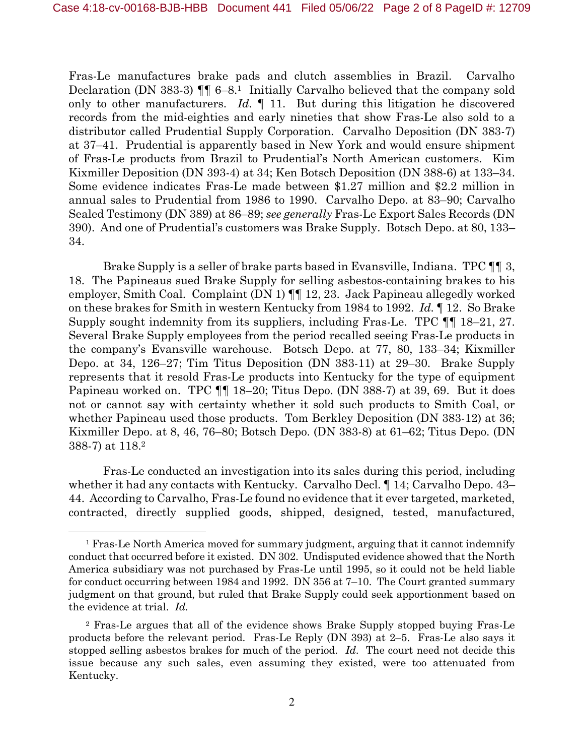Fras-Le manufactures brake pads and clutch assemblies in Brazil. Carvalho Declaration (DN 383-3) ¶¶ 6–8.[1] Initially Carvalho believed that the company sold only to other manufacturers. *Id.* ¶ 11. But during this litigation he discovered records from the mid-eighties and early nineties that show Fras-Le also sold to a distributor called Prudential Supply Corporation. Carvalho Deposition (DN 383-7) at 37–41. Prudential is apparently based in New York and would ensure shipment of Fras-Le products from Brazil to Prudential's North American customers. Kim Kixmiller Deposition (DN 393-4) at 34; Ken Botsch Deposition (DN 388-6) at 133–34. Some evidence indicates Fras-Le made between $1.27 million and $2.2 million in annual sales to Prudential from 1986 to 1990. Carvalho Depo. at 83–90; Carvalho Sealed Testimony (DN 389) at 86–89; *see generally* Fras-Le Export Sales Records (DN 390). And one of Prudential's customers was Brake Supply. Botsch Depo. at 80, 133–34.

Brake Supply is a seller of brake parts based in Evansville, Indiana. TPC ¶¶ 3, 18. The Papineaus sued Brake Supply for selling asbestos-containing brakes to his employer, Smith Coal. Complaint (DN 1) ¶¶ 12, 23. Jack Papineau allegedly worked on these brakes for Smith in western Kentucky from 1984 to 1992. *Id.* ¶ 12. So Brake Supply sought indemnity from its suppliers, including Fras-Le. TPC ¶¶ 18–21, 27. Several Brake Supply employees from the period recalled seeing Fras-Le products in the company's Evansville warehouse. Botsch Depo. at 77, 80, 133–34; Kixmiller Depo. at 34, 126–27; Tim Titus Deposition (DN 383-11) at 29–30. Brake Supply represents that it resold Fras-Le products into Kentucky for the type of equipment Papineau worked on. TPC ¶¶ 18–20; Titus Depo. (DN 388-7) at 39, 69. But it does not or cannot say with certainty whether it sold such products to Smith Coal, or whether Papineau used those products. Tom Berkley Deposition (DN 383-12) at 36; Kixmiller Depo. at 8, 46, 76–80; Botsch Depo. (DN 383-8) at 61–62; Titus Depo. (DN 388-7) at 118.[2]

Fras-Le conducted an investigation into its sales during this period, including whether it had any contacts with Kentucky. Carvalho Decl. ¶ 14; Carvalho Depo. 43–44. According to Carvalho, Fras-Le found no evidence that it ever targeted, marketed, contracted, directly supplied goods, shipped, designed, tested, manufactured,

---

[1] Fras-Le North America moved for summary judgment, arguing that it cannot indemnify conduct that occurred before it existed. DN 302. Undisputed evidence showed that the North America subsidiary was not purchased by Fras-Le until 1995, so it could not be held liable for conduct occurring between 1984 and 1992. DN 356 at 7–10. The Court granted summary judgment on that ground, but ruled that Brake Supply could seek apportionment based on the evidence at trial. *Id.*

[2] Fras-Le argues that all of the evidence shows Brake Supply stopped buying Fras-Le products before the relevant period. Fras-Le Reply (DN 393) at 2–5. Fras-Le also says it stopped selling asbestos brakes for much of the period. *Id.* The court need not decide this issue because any such sales, even assuming they existed, were too attenuated from Kentucky.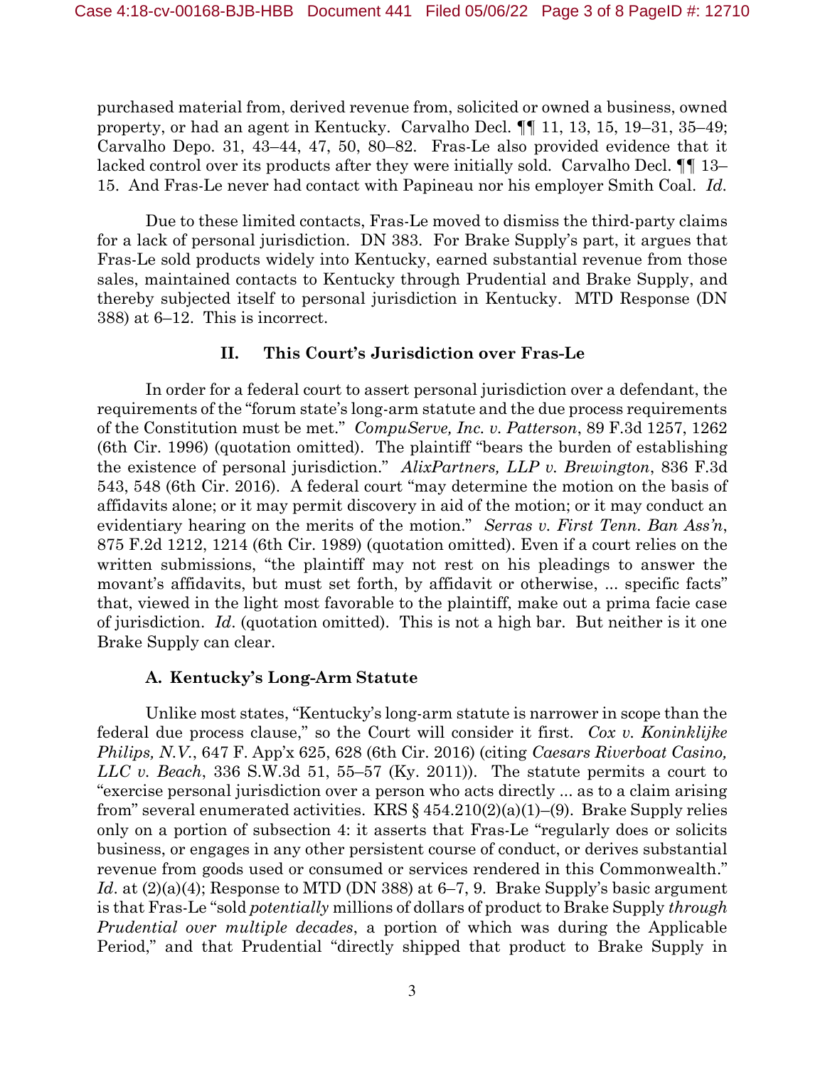purchased material from, derived revenue from, solicited or owned a business, owned property, or had an agent in Kentucky. Carvalho Decl. ¶¶ 11, 13, 15, 19–31, 35–49; Carvalho Depo. 31, 43–44, 47, 50, 80–82. Fras-Le also provided evidence that it lacked control over its products after they were initially sold. Carvalho Decl. ¶¶ 13–15. And Fras-Le never had contact with Papineau nor his employer Smith Coal. *Id.*

Due to these limited contacts, Fras-Le moved to dismiss the third-party claims for a lack of personal jurisdiction. DN 383. For Brake Supply's part, it argues that Fras-Le sold products widely into Kentucky, earned substantial revenue from those sales, maintained contacts to Kentucky through Prudential and Brake Supply, and thereby subjected itself to personal jurisdiction in Kentucky. MTD Response (DN 388) at 6–12. This is incorrect.

## II. This Court's Jurisdiction over Fras-Le

In order for a federal court to assert personal jurisdiction over a defendant, the requirements of the "forum state's long-arm statute and the due process requirements of the Constitution must be met." *CompuServe, Inc. v. Patterson*, 89 F.3d 1257, 1262 (6th Cir. 1996) (quotation omitted). The plaintiff "bears the burden of establishing the existence of personal jurisdiction." *AlixPartners, LLP v. Brewington*, 836 F.3d 543, 548 (6th Cir. 2016). A federal court "may determine the motion on the basis of affidavits alone; or it may permit discovery in aid of the motion; or it may conduct an evidentiary hearing on the merits of the motion." *Serras v. First Tenn. Ban Ass'n*, 875 F.2d 1212, 1214 (6th Cir. 1989) (quotation omitted). Even if a court relies on the written submissions, "the plaintiff may not rest on his pleadings to answer the movant's affidavits, but must set forth, by affidavit or otherwise, ... specific facts" that, viewed in the light most favorable to the plaintiff, make out a prima facie case of jurisdiction. *Id*. (quotation omitted). This is not a high bar. But neither is it one Brake Supply can clear.

### A. Kentucky's Long-Arm Statute

Unlike most states, "Kentucky's long-arm statute is narrower in scope than the federal due process clause," so the Court will consider it first. *Cox v. Koninklijke Philips, N.V.*, 647 F. App'x 625, 628 (6th Cir. 2016) (citing *Caesars Riverboat Casino, LLC v. Beach*, 336 S.W.3d 51, 55–57 (Ky. 2011)). The statute permits a court to "exercise personal jurisdiction over a person who acts directly ... as to a claim arising from" several enumerated activities. KRS § 454.210(2)(a)(1)–(9). Brake Supply relies only on a portion of subsection 4: it asserts that Fras-Le "regularly does or solicits business, or engages in any other persistent course of conduct, or derives substantial revenue from goods used or consumed or services rendered in this Commonwealth." *Id*. at (2)(a)(4); Response to MTD (DN 388) at 6–7, 9. Brake Supply's basic argument is that Fras-Le "sold *potentially* millions of dollars of product to Brake Supply *through Prudential over multiple decades*, a portion of which was during the Applicable Period," and that Prudential "directly shipped that product to Brake Supply in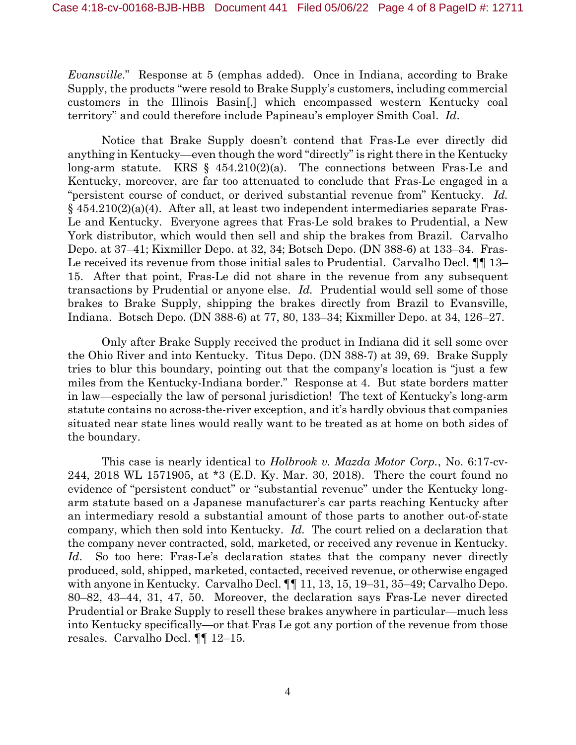*Evansville*." Response at 5 (emphas added). Once in Indiana, according to Brake Supply, the products "were resold to Brake Supply's customers, including commercial customers in the Illinois Basin[,] which encompassed western Kentucky coal territory" and could therefore include Papineau's employer Smith Coal. *Id*.

Notice that Brake Supply doesn't contend that Fras-Le ever directly did anything in Kentucky—even though the word "directly" is right there in the Kentucky long-arm statute. KRS § 454.210(2)(a). The connections between Fras-Le and Kentucky, moreover, are far too attenuated to conclude that Fras-Le engaged in a "persistent course of conduct, or derived substantial revenue from" Kentucky. *Id.* § 454.210(2)(a)(4). After all, at least two independent intermediaries separate Fras-Le and Kentucky. Everyone agrees that Fras-Le sold brakes to Prudential, a New York distributor, which would then sell and ship the brakes from Brazil. Carvalho Depo. at 37–41; Kixmiller Depo. at 32, 34; Botsch Depo. (DN 388-6) at 133–34. Fras-Le received its revenue from those initial sales to Prudential. Carvalho Decl. ¶¶ 13–15. After that point, Fras-Le did not share in the revenue from any subsequent transactions by Prudential or anyone else. *Id.* Prudential would sell some of those brakes to Brake Supply, shipping the brakes directly from Brazil to Evansville, Indiana. Botsch Depo. (DN 388-6) at 77, 80, 133–34; Kixmiller Depo. at 34, 126–27.

Only after Brake Supply received the product in Indiana did it sell some over the Ohio River and into Kentucky. Titus Depo. (DN 388-7) at 39, 69. Brake Supply tries to blur this boundary, pointing out that the company's location is "just a few miles from the Kentucky-Indiana border." Response at 4. But state borders matter in law—especially the law of personal jurisdiction! The text of Kentucky's long-arm statute contains no across-the-river exception, and it's hardly obvious that companies situated near state lines would really want to be treated as at home on both sides of the boundary.

This case is nearly identical to *Holbrook v. Mazda Motor Corp.*, No. 6:17-cv-244, 2018 WL 1571905, at \*3 (E.D. Ky. Mar. 30, 2018). There the court found no evidence of "persistent conduct" or "substantial revenue" under the Kentucky long-arm statute based on a Japanese manufacturer's car parts reaching Kentucky after an intermediary resold a substantial amount of those parts to another out-of-state company, which then sold into Kentucky. *Id.* The court relied on a declaration that the company never contracted, sold, marketed, or received any revenue in Kentucky. *Id*. So too here: Fras-Le's declaration states that the company never directly produced, sold, shipped, marketed, contacted, received revenue, or otherwise engaged with anyone in Kentucky. Carvalho Decl. ¶¶ 11, 13, 15, 19–31, 35–49; Carvalho Depo. 80–82, 43–44, 31, 47, 50. Moreover, the declaration says Fras-Le never directed Prudential or Brake Supply to resell these brakes anywhere in particular—much less into Kentucky specifically—or that Fras Le got any portion of the revenue from those resales. Carvalho Decl. ¶¶ 12–15.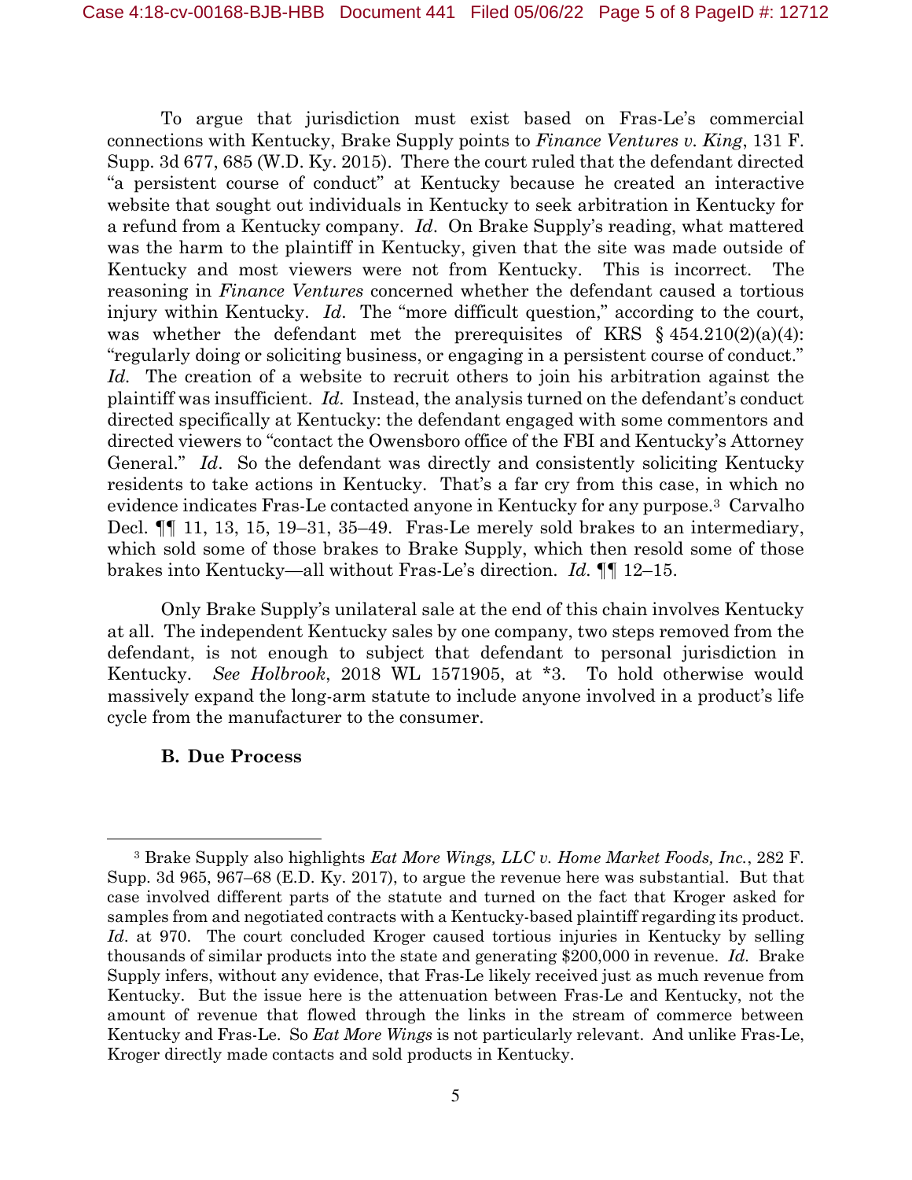To argue that jurisdiction must exist based on Fras-Le's commercial connections with Kentucky, Brake Supply points to *Finance Ventures v. King*, 131 F. Supp. 3d 677, 685 (W.D. Ky. 2015). There the court ruled that the defendant directed "a persistent course of conduct" at Kentucky because he created an interactive website that sought out individuals in Kentucky to seek arbitration in Kentucky for a refund from a Kentucky company. *Id*. On Brake Supply's reading, what mattered was the harm to the plaintiff in Kentucky, given that the site was made outside of Kentucky and most viewers were not from Kentucky. This is incorrect. The reasoning in *Finance Ventures* concerned whether the defendant caused a tortious injury within Kentucky. *Id*. The "more difficult question," according to the court, was whether the defendant met the prerequisites of KRS § 454.210(2)(a)(4): "regularly doing or soliciting business, or engaging in a persistent course of conduct." *Id*. The creation of a website to recruit others to join his arbitration against the plaintiff was insufficient. *Id*. Instead, the analysis turned on the defendant's conduct directed specifically at Kentucky: the defendant engaged with some commentors and directed viewers to "contact the Owensboro office of the FBI and Kentucky's Attorney General." *Id*. So the defendant was directly and consistently soliciting Kentucky residents to take actions in Kentucky. That's a far cry from this case, in which no evidence indicates Fras-Le contacted anyone in Kentucky for any purpose.[3] Carvalho Decl. ¶¶ 11, 13, 15, 19–31, 35–49. Fras-Le merely sold brakes to an intermediary, which sold some of those brakes to Brake Supply, which then resold some of those brakes into Kentucky—all without Fras-Le's direction. *Id*. ¶¶ 12–15.

Only Brake Supply's unilateral sale at the end of this chain involves Kentucky at all. The independent Kentucky sales by one company, two steps removed from the defendant, is not enough to subject that defendant to personal jurisdiction in Kentucky. *See Holbrook*, 2018 WL 1571905, at *3. To hold otherwise would massively expand the long-arm statute to include anyone involved in a product's life cycle from the manufacturer to the consumer.

### B. Due Process

[3] Brake Supply also highlights *Eat More Wings, LLC v. Home Market Foods, Inc.*, 282 F. Supp. 3d 965, 967–68 (E.D. Ky. 2017), to argue the revenue here was substantial. But that case involved different parts of the statute and turned on the fact that Kroger asked for samples from and negotiated contracts with a Kentucky-based plaintiff regarding its product. *Id*. at 970. The court concluded Kroger caused tortious injuries in Kentucky by selling thousands of similar products into the state and generating $200,000 in revenue. *Id*. Brake Supply infers, without any evidence, that Fras-Le likely received just as much revenue from Kentucky. But the issue here is the attenuation between Fras-Le and Kentucky, not the amount of revenue that flowed through the links in the stream of commerce between Kentucky and Fras-Le. So *Eat More Wings* is not particularly relevant. And unlike Fras-Le, Kroger directly made contacts and sold products in Kentucky.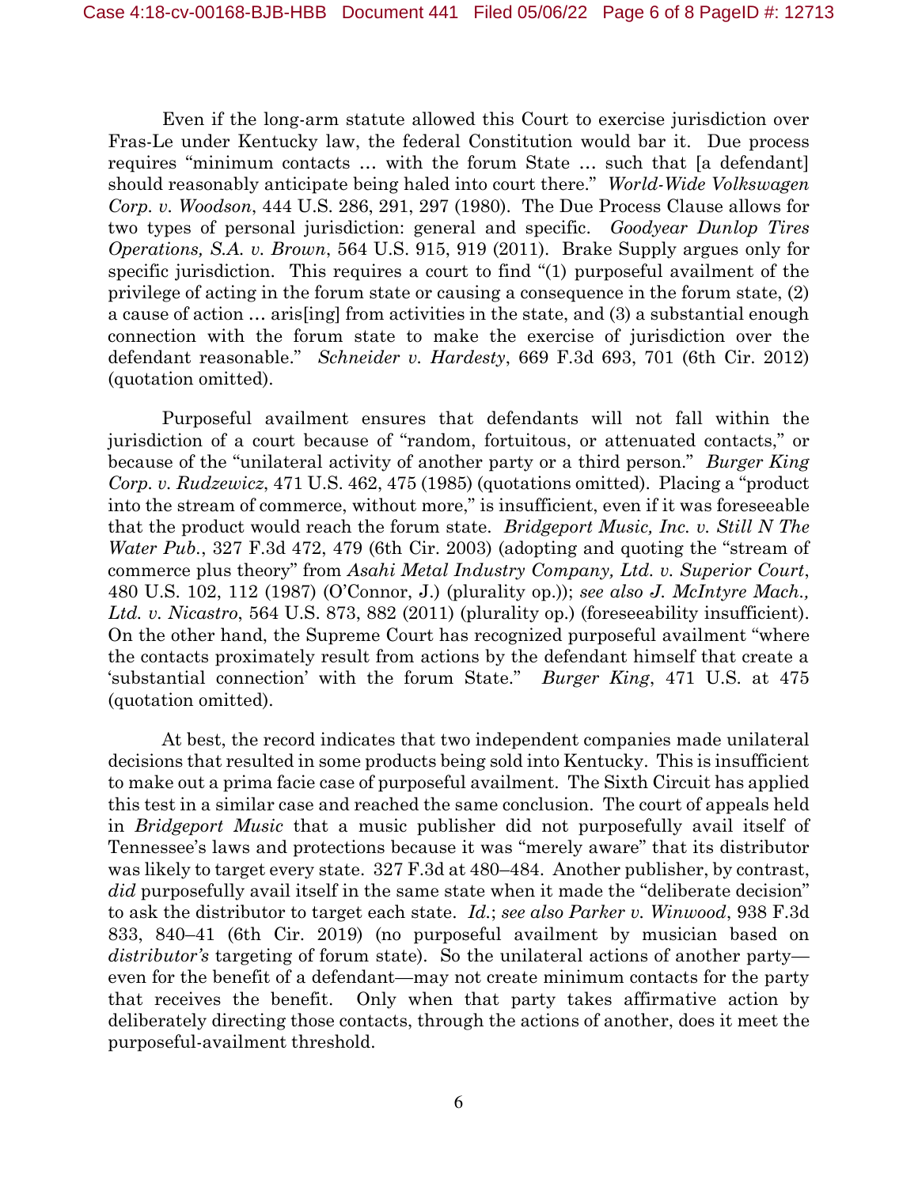Even if the long-arm statute allowed this Court to exercise jurisdiction over Fras-Le under Kentucky law, the federal Constitution would bar it. Due process requires "minimum contacts … with the forum State … such that [a defendant] should reasonably anticipate being haled into court there." *World-Wide Volkswagen Corp. v. Woodson*, 444 U.S. 286, 291, 297 (1980). The Due Process Clause allows for two types of personal jurisdiction: general and specific. *Goodyear Dunlop Tires Operations, S.A. v. Brown*, 564 U.S. 915, 919 (2011). Brake Supply argues only for specific jurisdiction. This requires a court to find "(1) purposeful availment of the privilege of acting in the forum state or causing a consequence in the forum state, (2) a cause of action … aris[ing] from activities in the state, and (3) a substantial enough connection with the forum state to make the exercise of jurisdiction over the defendant reasonable." *Schneider v. Hardesty*, 669 F.3d 693, 701 (6th Cir. 2012) (quotation omitted).

Purposeful availment ensures that defendants will not fall within the jurisdiction of a court because of "random, fortuitous, or attenuated contacts," or because of the "unilateral activity of another party or a third person." *Burger King Corp. v. Rudzewicz*, 471 U.S. 462, 475 (1985) (quotations omitted). Placing a "product into the stream of commerce, without more," is insufficient, even if it was foreseeable that the product would reach the forum state. *Bridgeport Music, Inc. v. Still N The Water Pub.*, 327 F.3d 472, 479 (6th Cir. 2003) (adopting and quoting the "stream of commerce plus theory" from *Asahi Metal Industry Company, Ltd. v. Superior Court*, 480 U.S. 102, 112 (1987) (O'Connor, J.) (plurality op.)); *see also J. McIntyre Mach., Ltd. v. Nicastro*, 564 U.S. 873, 882 (2011) (plurality op.) (foreseeability insufficient). On the other hand, the Supreme Court has recognized purposeful availment "where the contacts proximately result from actions by the defendant himself that create a 'substantial connection' with the forum State." *Burger King*, 471 U.S. at 475 (quotation omitted).

At best, the record indicates that two independent companies made unilateral decisions that resulted in some products being sold into Kentucky. This is insufficient to make out a prima facie case of purposeful availment. The Sixth Circuit has applied this test in a similar case and reached the same conclusion. The court of appeals held in *Bridgeport Music* that a music publisher did not purposefully avail itself of Tennessee's laws and protections because it was "merely aware" that its distributor was likely to target every state. 327 F.3d at 480–484. Another publisher, by contrast, *did* purposefully avail itself in the same state when it made the "deliberate decision" to ask the distributor to target each state. *Id.*; *see also Parker v. Winwood*, 938 F.3d 833, 840–41 (6th Cir. 2019) (no purposeful availment by musician based on *distributor's* targeting of forum state). So the unilateral actions of another party—even for the benefit of a defendant—may not create minimum contacts for the party that receives the benefit. Only when that party takes affirmative action by deliberately directing those contacts, through the actions of another, does it meet the purposeful-availment threshold.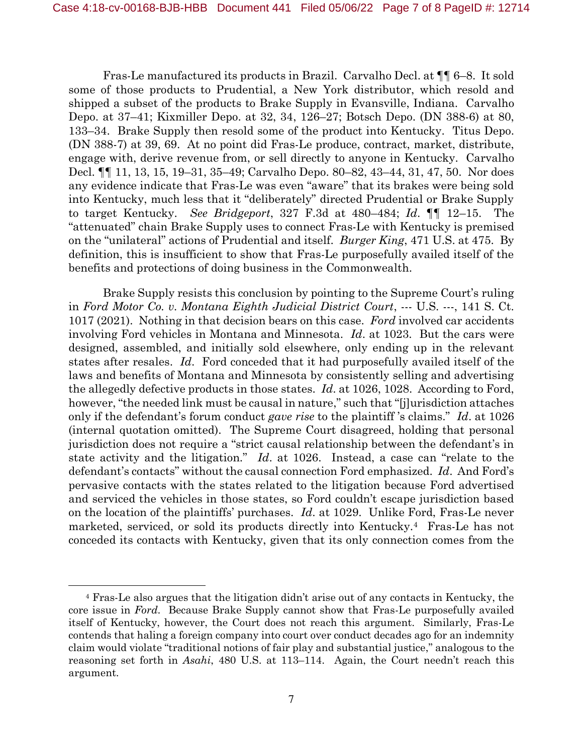Fras-Le manufactured its products in Brazil. Carvalho Decl. at ¶¶ 6–8. It sold some of those products to Prudential, a New York distributor, which resold and shipped a subset of the products to Brake Supply in Evansville, Indiana. Carvalho Depo. at 37–41; Kixmiller Depo. at 32, 34, 126–27; Botsch Depo. (DN 388-6) at 80, 133–34. Brake Supply then resold some of the product into Kentucky. Titus Depo. (DN 388-7) at 39, 69. At no point did Fras-Le produce, contract, market, distribute, engage with, derive revenue from, or sell directly to anyone in Kentucky. Carvalho Decl. ¶¶ 11, 13, 15, 19–31, 35–49; Carvalho Depo. 80–82, 43–44, 31, 47, 50. Nor does any evidence indicate that Fras-Le was even "aware" that its brakes were being sold into Kentucky, much less that it "deliberately" directed Prudential or Brake Supply to target Kentucky. *See Bridgeport*, 327 F.3d at 480–484; *Id*. ¶¶ 12–15. The "attenuated" chain Brake Supply uses to connect Fras-Le with Kentucky is premised on the "unilateral" actions of Prudential and itself. *Burger King*, 471 U.S. at 475. By definition, this is insufficient to show that Fras-Le purposefully availed itself of the benefits and protections of doing business in the Commonwealth.

Brake Supply resists this conclusion by pointing to the Supreme Court's ruling in *Ford Motor Co. v. Montana Eighth Judicial District Court*, --- U.S. ---, 141 S. Ct. 1017 (2021). Nothing in that decision bears on this case. *Ford* involved car accidents involving Ford vehicles in Montana and Minnesota. *Id*. at 1023. But the cars were designed, assembled, and initially sold elsewhere, only ending up in the relevant states after resales. *Id*. Ford conceded that it had purposefully availed itself of the laws and benefits of Montana and Minnesota by consistently selling and advertising the allegedly defective products in those states. *Id*. at 1026, 1028. According to Ford, however, "the needed link must be causal in nature," such that "[j]urisdiction attaches only if the defendant's forum conduct *gave rise* to the plaintiff 's claims." *Id*. at 1026 (internal quotation omitted). The Supreme Court disagreed, holding that personal jurisdiction does not require a "strict causal relationship between the defendant's in state activity and the litigation." *Id*. at 1026. Instead, a case can "relate to the defendant's contacts" without the causal connection Ford emphasized. *Id*. And Ford's pervasive contacts with the states related to the litigation because Ford advertised and serviced the vehicles in those states, so Ford couldn't escape jurisdiction based on the location of the plaintiffs' purchases. *Id*. at 1029. Unlike Ford, Fras-Le never marketed, serviced, or sold its products directly into Kentucky.[4] Fras-Le has not conceded its contacts with Kentucky, given that its only connection comes from the

---

[4] Fras-Le also argues that the litigation didn't arise out of any contacts in Kentucky, the core issue in *Ford*. Because Brake Supply cannot show that Fras-Le purposefully availed itself of Kentucky, however, the Court does not reach this argument. Similarly, Fras-Le contends that haling a foreign company into court over conduct decades ago for an indemnity claim would violate "traditional notions of fair play and substantial justice," analogous to the reasoning set forth in *Asahi*, 480 U.S. at 113–114. Again, the Court needn't reach this argument.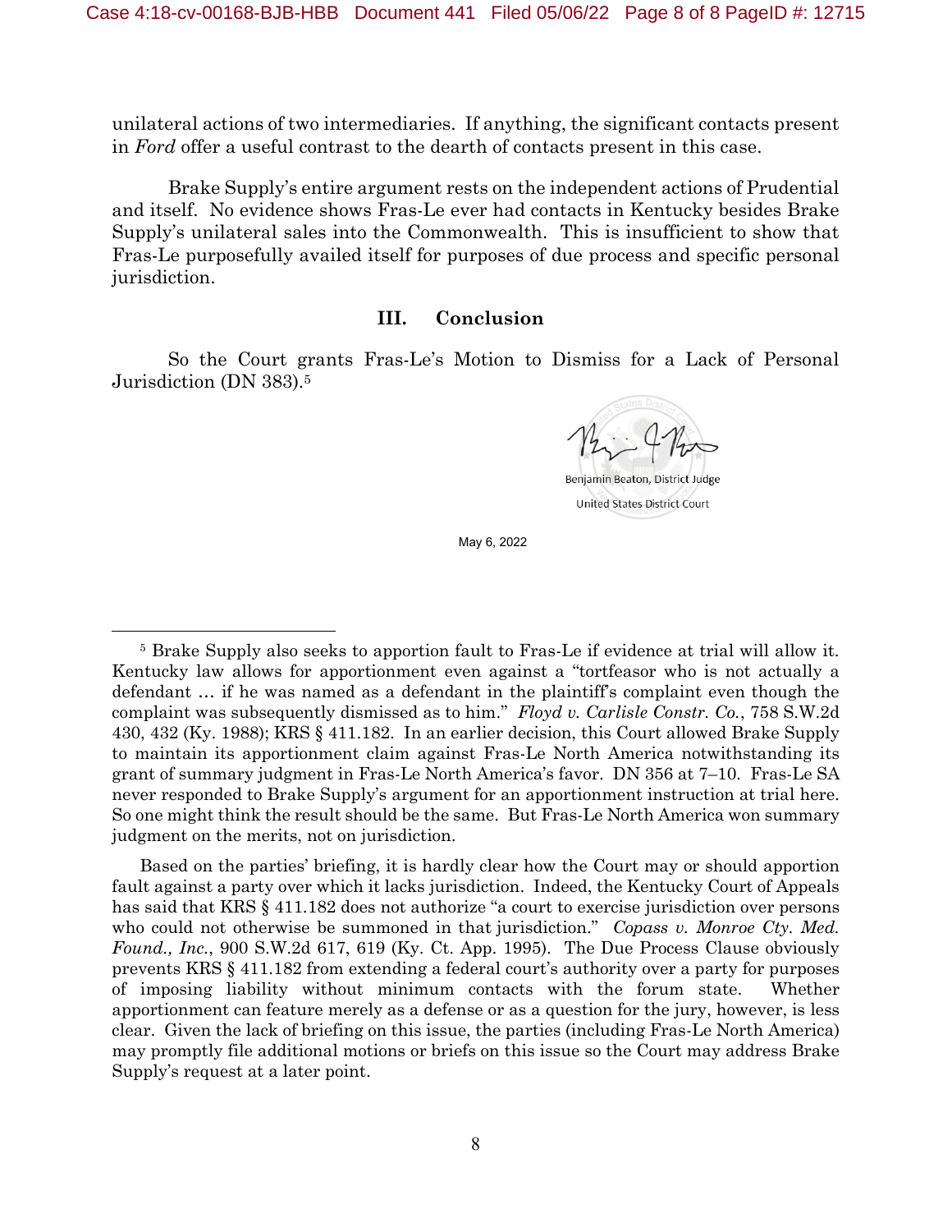unilateral actions of two intermediaries. If anything, the significant contacts present in *Ford* offer a useful contrast to the dearth of contacts present in this case.

Brake Supply's entire argument rests on the independent actions of Prudential and itself. No evidence shows Fras-Le ever had contacts in Kentucky besides Brake Supply's unilateral sales into the Commonwealth. This is insufficient to show that Fras-Le purposefully availed itself for purposes of due process and specific personal jurisdiction.

## III. Conclusion

So the Court grants Fras-Le's Motion to Dismiss for a Lack of Personal Jurisdiction (DN 383).[5]

Benjamin Beaton, District Judge
United States District Court

May 6, 2022

---

[5] Brake Supply also seeks to apportion fault to Fras-Le if evidence at trial will allow it. Kentucky law allows for apportionment even against a "tortfeasor who is not actually a defendant … if he was named as a defendant in the plaintiff's complaint even though the complaint was subsequently dismissed as to him." *Floyd v. Carlisle Constr. Co.*, 758 S.W.2d 430, 432 (Ky. 1988); KRS § 411.182. In an earlier decision, this Court allowed Brake Supply to maintain its apportionment claim against Fras-Le North America notwithstanding its grant of summary judgment in Fras-Le North America's favor. DN 356 at 7–10. Fras-Le SA never responded to Brake Supply's argument for an apportionment instruction at trial here. So one might think the result should be the same. But Fras-Le North America won summary judgment on the merits, not on jurisdiction.

Based on the parties' briefing, it is hardly clear how the Court may or should apportion fault against a party over which it lacks jurisdiction. Indeed, the Kentucky Court of Appeals has said that KRS § 411.182 does not authorize "a court to exercise jurisdiction over persons who could not otherwise be summoned in that jurisdiction." *Copass v. Monroe Cty. Med. Found., Inc.*, 900 S.W.2d 617, 619 (Ky. Ct. App. 1995). The Due Process Clause obviously prevents KRS § 411.182 from extending a federal court's authority over a party for purposes of imposing liability without minimum contacts with the forum state. Whether apportionment can feature merely as a defense or as a question for the jury, however, is less clear. Given the lack of briefing on this issue, the parties (including Fras-Le North America) may promptly file additional motions or briefs on this issue so the Court may address Brake Supply's request at a later point.